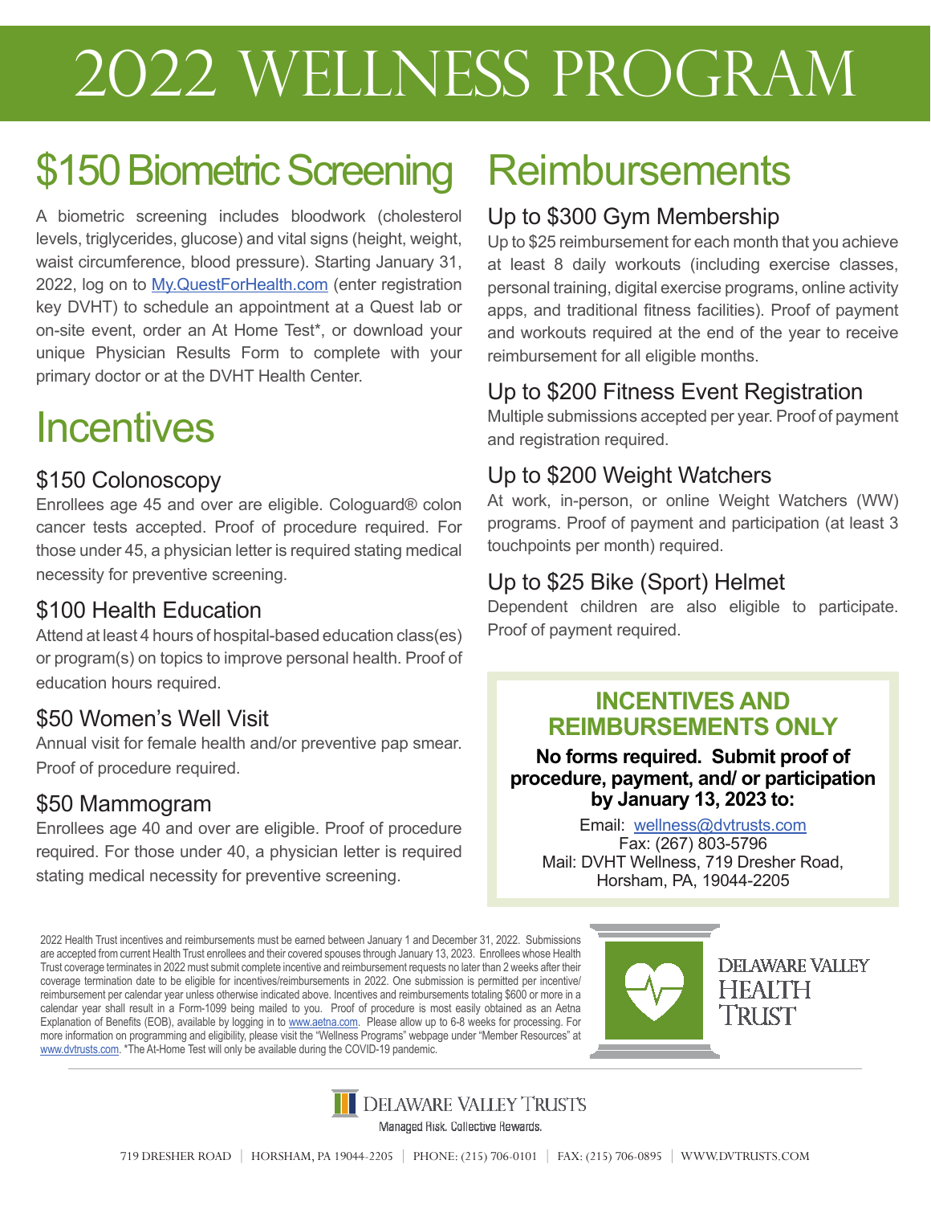# 2022 WELLNESS PROGRAM

## $150 Biometric Screening

A biometric screening includes bloodwork (cholesterol levels, triglycerides, glucose) and vital signs (height, weight, waist circumference, blood pressure). Starting January 31, 2022, log on to My.QuestForHealth.com (enter registration key DVHT) to schedule an appointment at a Quest lab or on-site event, order an At Home Test*, or download your unique Physician Results Form to complete with your primary doctor or at the DVHT Health Center.

## Incentives

### $150 Colonoscopy

Enrollees age 45 and over are eligible. Cologuard® colon cancer tests accepted. Proof of procedure required. For those under 45, a physician letter is required stating medical necessity for preventive screening.

### $100 Health Education

Attend at least 4 hours of hospital-based education class(es) or program(s) on topics to improve personal health. Proof of education hours required.

### $50 Women's Well Visit

Annual visit for female health and/or preventive pap smear. Proof of procedure required.

### $50 Mammogram

Enrollees age 40 and over are eligible. Proof of procedure required. For those under 40, a physician letter is required stating medical necessity for preventive screening.

## Reimbursements

### Up to $300 Gym Membership

Up to $25 reimbursement for each month that you achieve at least 8 daily workouts (including exercise classes, personal training, digital exercise programs, online activity apps, and traditional fitness facilities). Proof of payment and workouts required at the end of the year to receive reimbursement for all eligible months.

### Up to $200 Fitness Event Registration

Multiple submissions accepted per year. Proof of payment and registration required.

### Up to $200 Weight Watchers

At work, in-person, or online Weight Watchers (WW) programs. Proof of payment and participation (at least 3 touchpoints per month) required.

### Up to $25 Bike (Sport) Helmet

Dependent children are also eligible to participate. Proof of payment required.

### INCENTIVES AND REIMBURSEMENTS ONLY

**No forms required. Submit proof of procedure, payment, and/ or participation by January 13, 2023 to:**

Email: wellness@dvtrusts.com
Fax: (267) 803-5796
Mail: DVHT Wellness, 719 Dresher Road, Horsham, PA, 19044-2205

2022 Health Trust incentives and reimbursements must be earned between January 1 and December 31, 2022. Submissions are accepted from current Health Trust enrollees and their covered spouses through January 13, 2023. Enrollees whose Health Trust coverage terminates in 2022 must submit complete incentive and reimbursement requests no later than 2 weeks after their coverage termination date to be eligible for incentives/reimbursements in 2022. One submission is permitted per incentive/reimbursement per calendar year unless otherwise indicated above. Incentives and reimbursements totaling $600 or more in a calendar year shall result in a Form-1099 being mailed to you. Proof of procedure is most easily obtained as an Aetna Explanation of Benefits (EOB), available by logging in to www.aetna.com. Please allow up to 6-8 weeks for processing. For more information on programming and eligibility, please visit the "Wellness Programs" webpage under "Member Resources" at www.dvtrusts.com. *The At-Home Test will only be available during the COVID-19 pandemic.

DELAWARE VALLEY HEALTH TRUST

DELAWARE VALLEY TRUSTS
Managed Risk. Collective Rewards.

719 DRESHER ROAD | HORSHAM, PA 19044-2205 | PHONE: (215) 706-0101 | FAX: (215) 706-0895 | WWW.DVTRUSTS.COM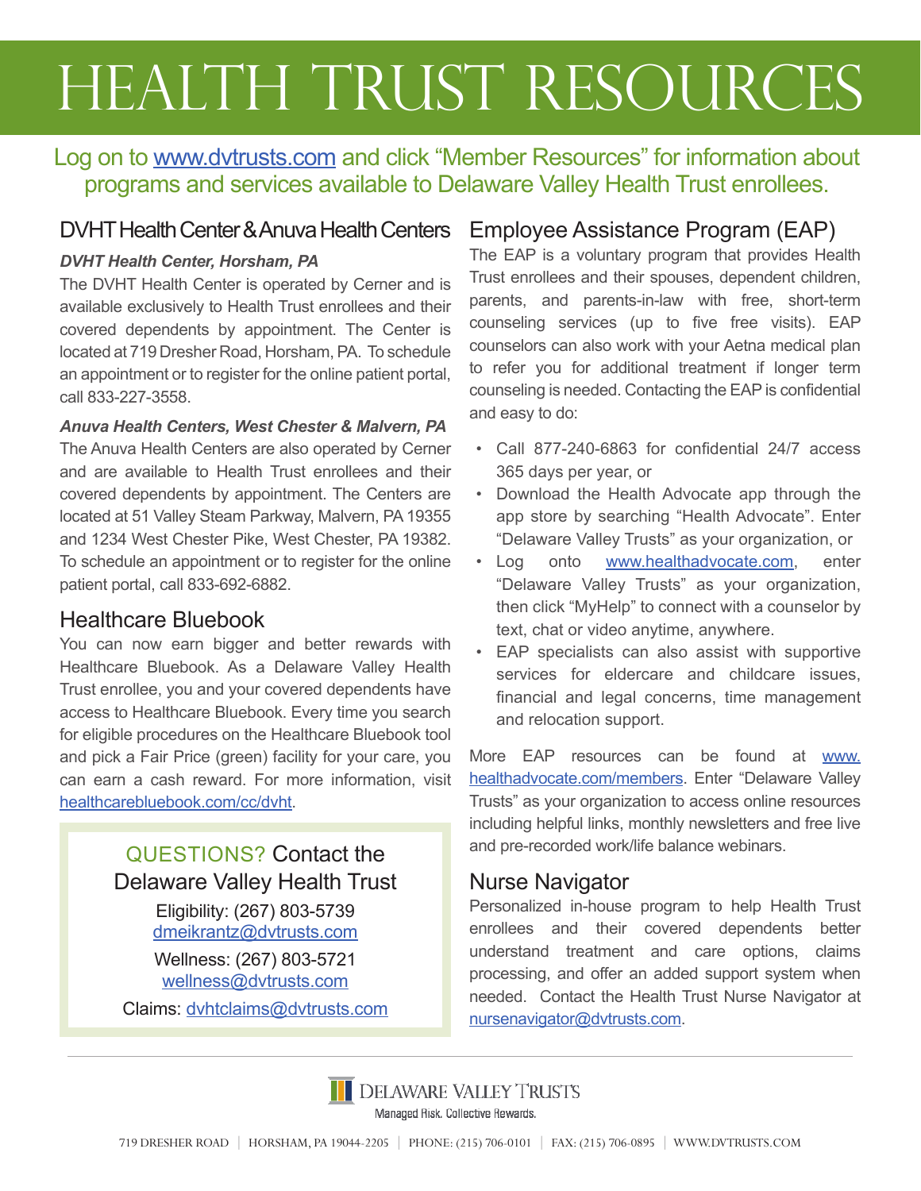# HEALTH TRUST RESOURCES

Log on to www.dvtrusts.com and click "Member Resources" for information about programs and services available to Delaware Valley Health Trust enrollees.

## DVHT Health Center & Anuva Health Centers

***DVHT Health Center, Horsham, PA***

The DVHT Health Center is operated by Cerner and is available exclusively to Health Trust enrollees and their covered dependents by appointment. The Center is located at 719 Dresher Road, Horsham, PA. To schedule an appointment or to register for the online patient portal, call 833-227-3558.

***Anuva Health Centers, West Chester & Malvern, PA***

The Anuva Health Centers are also operated by Cerner and are available to Health Trust enrollees and their covered dependents by appointment. The Centers are located at 51 Valley Steam Parkway, Malvern, PA 19355 and 1234 West Chester Pike, West Chester, PA 19382. To schedule an appointment or to register for the online patient portal, call 833-692-6882.

## Healthcare Bluebook

You can now earn bigger and better rewards with Healthcare Bluebook. As a Delaware Valley Health Trust enrollee, you and your covered dependents have access to Healthcare Bluebook. Every time you search for eligible procedures on the Healthcare Bluebook tool and pick a Fair Price (green) facility for your care, you can earn a cash reward. For more information, visit healthcarebluebook.com/cc/dvht.

QUESTIONS? Contact the Delaware Valley Health Trust

Eligibility: (267) 803-5739
dmeikrantz@dvtrusts.com

Wellness: (267) 803-5721
wellness@dvtrusts.com

Claims: dvhtclaims@dvtrusts.com

## Employee Assistance Program (EAP)

The EAP is a voluntary program that provides Health Trust enrollees and their spouses, dependent children, parents, and parents-in-law with free, short-term counseling services (up to five free visits). EAP counselors can also work with your Aetna medical plan to refer you for additional treatment if longer term counseling is needed. Contacting the EAP is confidential and easy to do:

- Call 877-240-6863 for confidential 24/7 access 365 days per year, or
- Download the Health Advocate app through the app store by searching "Health Advocate". Enter "Delaware Valley Trusts" as your organization, or
- Log onto www.healthadvocate.com, enter "Delaware Valley Trusts" as your organization, then click "MyHelp" to connect with a counselor by text, chat or video anytime, anywhere.
- EAP specialists can also assist with supportive services for eldercare and childcare issues, financial and legal concerns, time management and relocation support.

More EAP resources can be found at www.healthadvocate.com/members. Enter "Delaware Valley Trusts" as your organization to access online resources including helpful links, monthly newsletters and free live and pre-recorded work/life balance webinars.

## Nurse Navigator

Personalized in-house program to help Health Trust enrollees and their covered dependents better understand treatment and care options, claims processing, and offer an added support system when needed. Contact the Health Trust Nurse Navigator at nursenavigator@dvtrusts.com.

DELAWARE VALLEY TRUSTS
Managed Risk. Collective Rewards.

719 DRESHER ROAD | HORSHAM, PA 19044-2205 | PHONE: (215) 706-0101 | FAX: (215) 706-0895 | WWW.DVTRUSTS.COM